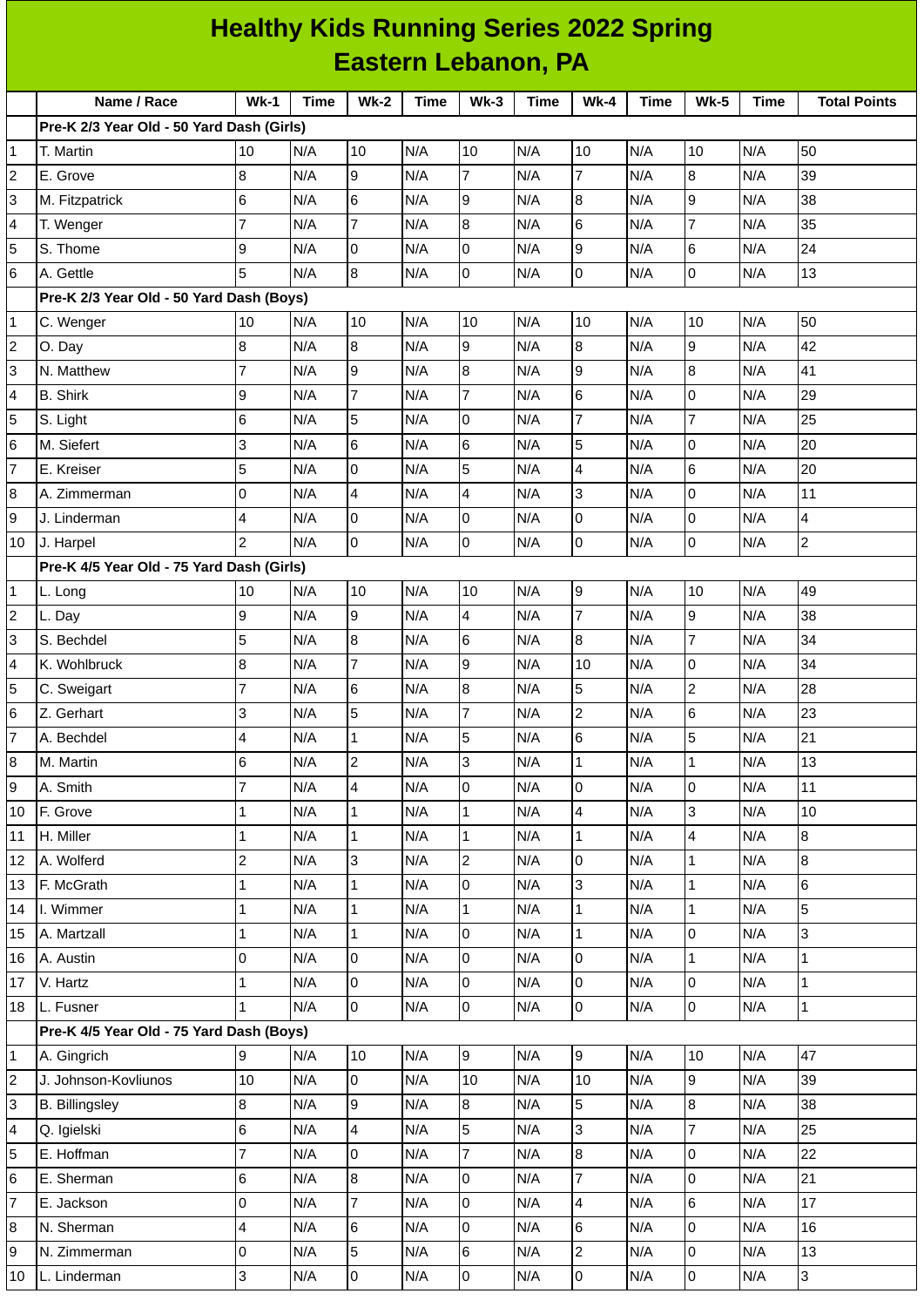# Healthy Kids Running Series 2022 Spring
## Eastern Lebanon, PA

| | Name / Race | Wk-1 | Time | Wk-2 | Time | Wk-3 | Time | Wk-4 | Time | Wk-5 | Time | Total Points |
|---|---|---|---|---|---|---|---|---|---|---|---|---|
| | **Pre-K 2/3 Year Old - 50 Yard Dash (Girls)** | | | | | | | | | | | |
| 1 | T. Martin | 10 | N/A | 10 | N/A | 10 | N/A | 10 | N/A | 10 | N/A | 50 |
| 2 | E. Grove | 8 | N/A | 9 | N/A | 7 | N/A | 7 | N/A | 8 | N/A | 39 |
| 3 | M. Fitzpatrick | 6 | N/A | 6 | N/A | 9 | N/A | 8 | N/A | 9 | N/A | 38 |
| 4 | T. Wenger | 7 | N/A | 7 | N/A | 8 | N/A | 6 | N/A | 7 | N/A | 35 |
| 5 | S. Thome | 9 | N/A | 0 | N/A | 0 | N/A | 9 | N/A | 6 | N/A | 24 |
| 6 | A. Gettle | 5 | N/A | 8 | N/A | 0 | N/A | 0 | N/A | 0 | N/A | 13 |
| | **Pre-K 2/3 Year Old - 50 Yard Dash (Boys)** | | | | | | | | | | | |
| 1 | C. Wenger | 10 | N/A | 10 | N/A | 10 | N/A | 10 | N/A | 10 | N/A | 50 |
| 2 | O. Day | 8 | N/A | 8 | N/A | 9 | N/A | 8 | N/A | 9 | N/A | 42 |
| 3 | N. Matthew | 7 | N/A | 9 | N/A | 8 | N/A | 9 | N/A | 8 | N/A | 41 |
| 4 | B. Shirk | 9 | N/A | 7 | N/A | 7 | N/A | 6 | N/A | 0 | N/A | 29 |
| 5 | S. Light | 6 | N/A | 5 | N/A | 0 | N/A | 7 | N/A | 7 | N/A | 25 |
| 6 | M. Siefert | 3 | N/A | 6 | N/A | 6 | N/A | 5 | N/A | 0 | N/A | 20 |
| 7 | E. Kreiser | 5 | N/A | 0 | N/A | 5 | N/A | 4 | N/A | 6 | N/A | 20 |
| 8 | A. Zimmerman | 0 | N/A | 4 | N/A | 4 | N/A | 3 | N/A | 0 | N/A | 11 |
| 9 | J. Linderman | 4 | N/A | 0 | N/A | 0 | N/A | 0 | N/A | 0 | N/A | 4 |
| 10 | J. Harpel | 2 | N/A | 0 | N/A | 0 | N/A | 0 | N/A | 0 | N/A | 2 |
| | **Pre-K 4/5 Year Old - 75 Yard Dash (Girls)** | | | | | | | | | | | |
| 1 | L. Long | 10 | N/A | 10 | N/A | 10 | N/A | 9 | N/A | 10 | N/A | 49 |
| 2 | L. Day | 9 | N/A | 9 | N/A | 4 | N/A | 7 | N/A | 9 | N/A | 38 |
| 3 | S. Bechdel | 5 | N/A | 8 | N/A | 6 | N/A | 8 | N/A | 7 | N/A | 34 |
| 4 | K. Wohlbruck | 8 | N/A | 7 | N/A | 9 | N/A | 10 | N/A | 0 | N/A | 34 |
| 5 | C. Sweigart | 7 | N/A | 6 | N/A | 8 | N/A | 5 | N/A | 2 | N/A | 28 |
| 6 | Z. Gerhart | 3 | N/A | 5 | N/A | 7 | N/A | 2 | N/A | 6 | N/A | 23 |
| 7 | A. Bechdel | 4 | N/A | 1 | N/A | 5 | N/A | 6 | N/A | 5 | N/A | 21 |
| 8 | M. Martin | 6 | N/A | 2 | N/A | 3 | N/A | 1 | N/A | 1 | N/A | 13 |
| 9 | A. Smith | 7 | N/A | 4 | N/A | 0 | N/A | 0 | N/A | 0 | N/A | 11 |
| 10 | F. Grove | 1 | N/A | 1 | N/A | 1 | N/A | 4 | N/A | 3 | N/A | 10 |
| 11 | H. Miller | 1 | N/A | 1 | N/A | 1 | N/A | 1 | N/A | 4 | N/A | 8 |
| 12 | A. Wolferd | 2 | N/A | 3 | N/A | 2 | N/A | 0 | N/A | 1 | N/A | 8 |
| 13 | F. McGrath | 1 | N/A | 1 | N/A | 0 | N/A | 3 | N/A | 1 | N/A | 6 |
| 14 | I. Wimmer | 1 | N/A | 1 | N/A | 1 | N/A | 1 | N/A | 1 | N/A | 5 |
| 15 | A. Martzall | 1 | N/A | 1 | N/A | 0 | N/A | 1 | N/A | 0 | N/A | 3 |
| 16 | A. Austin | 0 | N/A | 0 | N/A | 0 | N/A | 0 | N/A | 1 | N/A | 1 |
| 17 | V. Hartz | 1 | N/A | 0 | N/A | 0 | N/A | 0 | N/A | 0 | N/A | 1 |
| 18 | L. Fusner | 1 | N/A | 0 | N/A | 0 | N/A | 0 | N/A | 0 | N/A | 1 |
| | **Pre-K 4/5 Year Old - 75 Yard Dash (Boys)** | | | | | | | | | | | |
| 1 | A. Gingrich | 9 | N/A | 10 | N/A | 9 | N/A | 9 | N/A | 10 | N/A | 47 |
| 2 | J. Johnson-Kovliunos | 10 | N/A | 0 | N/A | 10 | N/A | 10 | N/A | 9 | N/A | 39 |
| 3 | B. Billingsley | 8 | N/A | 9 | N/A | 8 | N/A | 5 | N/A | 8 | N/A | 38 |
| 4 | Q. Igielski | 6 | N/A | 4 | N/A | 5 | N/A | 3 | N/A | 7 | N/A | 25 |
| 5 | E. Hoffman | 7 | N/A | 0 | N/A | 7 | N/A | 8 | N/A | 0 | N/A | 22 |
| 6 | E. Sherman | 6 | N/A | 8 | N/A | 0 | N/A | 7 | N/A | 0 | N/A | 21 |
| 7 | E. Jackson | 0 | N/A | 7 | N/A | 0 | N/A | 4 | N/A | 6 | N/A | 17 |
| 8 | N. Sherman | 4 | N/A | 6 | N/A | 0 | N/A | 6 | N/A | 0 | N/A | 16 |
| 9 | N. Zimmerman | 0 | N/A | 5 | N/A | 6 | N/A | 2 | N/A | 0 | N/A | 13 |
| 10 | L. Linderman | 3 | N/A | 0 | N/A | 0 | N/A | 0 | N/A | 0 | N/A | 3 |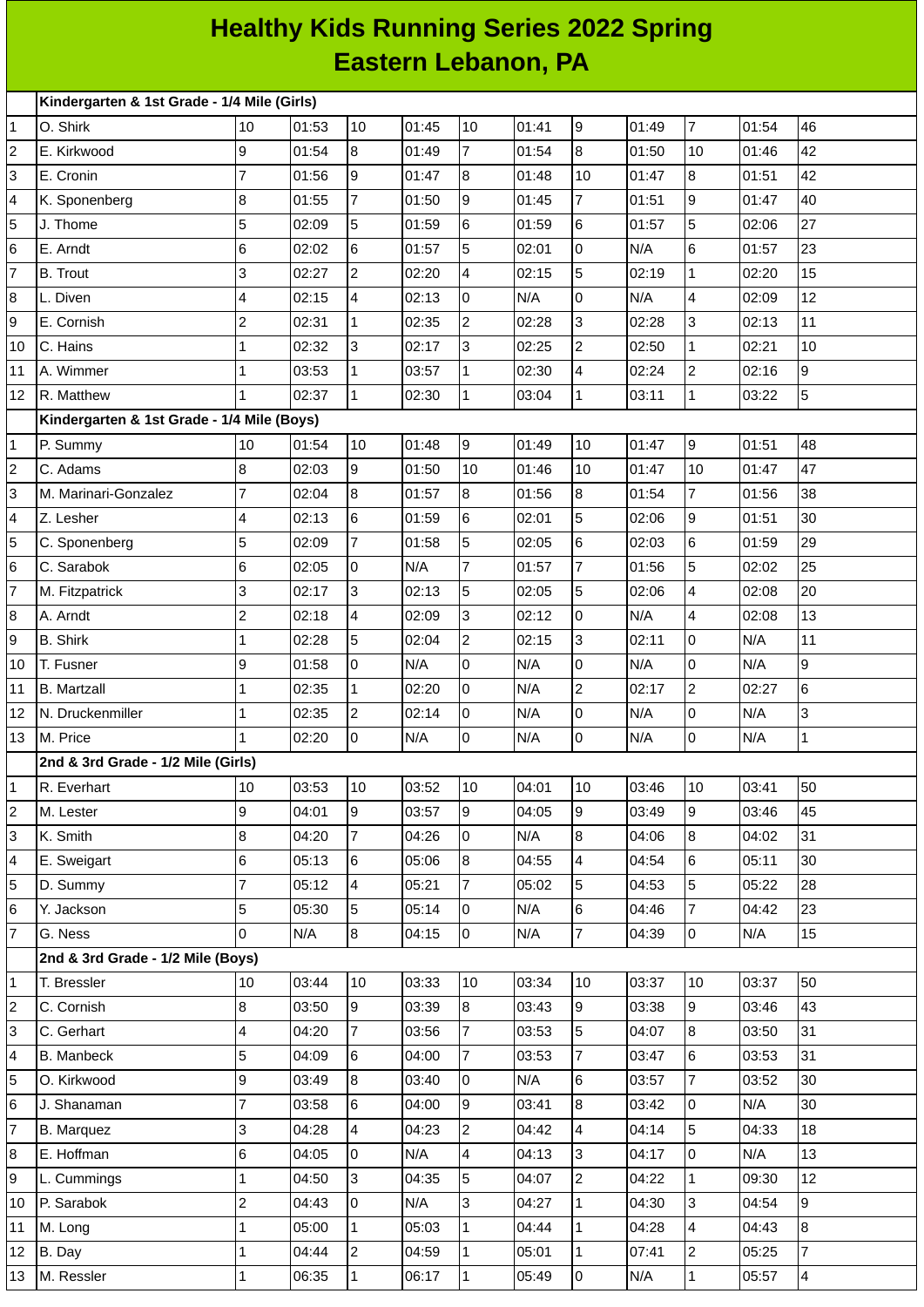# Healthy Kids Running Series 2022 Spring
## Eastern Lebanon, PA

| | Kindergarten & 1st Grade - 1/4 Mile (Girls) | | | | | | | | | | | |
|---|---|---|---|---|---|---|---|---|---|---|---|---|
| 1 | O. Shirk | 10 | 01:53 | 10 | 01:45 | 10 | 01:41 | 9 | 01:49 | 7 | 01:54 | 46 |
| 2 | E. Kirkwood | 9 | 01:54 | 8 | 01:49 | 7 | 01:54 | 8 | 01:50 | 10 | 01:46 | 42 |
| 3 | E. Cronin | 7 | 01:56 | 9 | 01:47 | 8 | 01:48 | 10 | 01:47 | 8 | 01:51 | 42 |
| 4 | K. Sponenberg | 8 | 01:55 | 7 | 01:50 | 9 | 01:45 | 7 | 01:51 | 9 | 01:47 | 40 |
| 5 | J. Thome | 5 | 02:09 | 5 | 01:59 | 6 | 01:59 | 6 | 01:57 | 5 | 02:06 | 27 |
| 6 | E. Arndt | 6 | 02:02 | 6 | 01:57 | 5 | 02:01 | 0 | N/A | 6 | 01:57 | 23 |
| 7 | B. Trout | 3 | 02:27 | 2 | 02:20 | 4 | 02:15 | 5 | 02:19 | 1 | 02:20 | 15 |
| 8 | L. Diven | 4 | 02:15 | 4 | 02:13 | 0 | N/A | 0 | N/A | 4 | 02:09 | 12 |
| 9 | E. Cornish | 2 | 02:31 | 1 | 02:35 | 2 | 02:28 | 3 | 02:28 | 3 | 02:13 | 11 |
| 10 | C. Hains | 1 | 02:32 | 3 | 02:17 | 3 | 02:25 | 2 | 02:50 | 1 | 02:21 | 10 |
| 11 | A. Wimmer | 1 | 03:53 | 1 | 03:57 | 1 | 02:30 | 4 | 02:24 | 2 | 02:16 | 9 |
| 12 | R. Matthew | 1 | 02:37 | 1 | 02:30 | 1 | 03:04 | 1 | 03:11 | 1 | 03:22 | 5 |
| | **Kindergarten & 1st Grade - 1/4 Mile (Boys)** | | | | | | | | | | | |
| 1 | P. Summy | 10 | 01:54 | 10 | 01:48 | 9 | 01:49 | 10 | 01:47 | 9 | 01:51 | 48 |
| 2 | C. Adams | 8 | 02:03 | 9 | 01:50 | 10 | 01:46 | 10 | 01:47 | 10 | 01:47 | 47 |
| 3 | M. Marinari-Gonzalez | 7 | 02:04 | 8 | 01:57 | 8 | 01:56 | 8 | 01:54 | 7 | 01:56 | 38 |
| 4 | Z. Lesher | 4 | 02:13 | 6 | 01:59 | 6 | 02:01 | 5 | 02:06 | 9 | 01:51 | 30 |
| 5 | C. Sponenberg | 5 | 02:09 | 7 | 01:58 | 5 | 02:05 | 6 | 02:03 | 6 | 01:59 | 29 |
| 6 | C. Sarabok | 6 | 02:05 | 0 | N/A | 7 | 01:57 | 7 | 01:56 | 5 | 02:02 | 25 |
| 7 | M. Fitzpatrick | 3 | 02:17 | 3 | 02:13 | 5 | 02:05 | 5 | 02:06 | 4 | 02:08 | 20 |
| 8 | A. Arndt | 2 | 02:18 | 4 | 02:09 | 3 | 02:12 | 0 | N/A | 4 | 02:08 | 13 |
| 9 | B. Shirk | 1 | 02:28 | 5 | 02:04 | 2 | 02:15 | 3 | 02:11 | 0 | N/A | 11 |
| 10 | T. Fusner | 9 | 01:58 | 0 | N/A | 0 | N/A | 0 | N/A | 0 | N/A | 9 |
| 11 | B. Martzall | 1 | 02:35 | 1 | 02:20 | 0 | N/A | 2 | 02:17 | 2 | 02:27 | 6 |
| 12 | N. Druckenmiller | 1 | 02:35 | 2 | 02:14 | 0 | N/A | 0 | N/A | 0 | N/A | 3 |
| 13 | M. Price | 1 | 02:20 | 0 | N/A | 0 | N/A | 0 | N/A | 0 | N/A | 1 |
| | **2nd & 3rd Grade - 1/2 Mile (Girls)** | | | | | | | | | | | |
| 1 | R. Everhart | 10 | 03:53 | 10 | 03:52 | 10 | 04:01 | 10 | 03:46 | 10 | 03:41 | 50 |
| 2 | M. Lester | 9 | 04:01 | 9 | 03:57 | 9 | 04:05 | 9 | 03:49 | 9 | 03:46 | 45 |
| 3 | K. Smith | 8 | 04:20 | 7 | 04:26 | 0 | N/A | 8 | 04:06 | 8 | 04:02 | 31 |
| 4 | E. Sweigart | 6 | 05:13 | 6 | 05:06 | 8 | 04:55 | 4 | 04:54 | 6 | 05:11 | 30 |
| 5 | D. Summy | 7 | 05:12 | 4 | 05:21 | 7 | 05:02 | 5 | 04:53 | 5 | 05:22 | 28 |
| 6 | Y. Jackson | 5 | 05:30 | 5 | 05:14 | 0 | N/A | 6 | 04:46 | 7 | 04:42 | 23 |
| 7 | G. Ness | 0 | N/A | 8 | 04:15 | 0 | N/A | 7 | 04:39 | 0 | N/A | 15 |
| | **2nd & 3rd Grade - 1/2 Mile (Boys)** | | | | | | | | | | | |
| 1 | T. Bressler | 10 | 03:44 | 10 | 03:33 | 10 | 03:34 | 10 | 03:37 | 10 | 03:37 | 50 |
| 2 | C. Cornish | 8 | 03:50 | 9 | 03:39 | 8 | 03:43 | 9 | 03:38 | 9 | 03:46 | 43 |
| 3 | C. Gerhart | 4 | 04:20 | 7 | 03:56 | 7 | 03:53 | 5 | 04:07 | 8 | 03:50 | 31 |
| 4 | B. Manbeck | 5 | 04:09 | 6 | 04:00 | 7 | 03:53 | 7 | 03:47 | 6 | 03:53 | 31 |
| 5 | O. Kirkwood | 9 | 03:49 | 8 | 03:40 | 0 | N/A | 6 | 03:57 | 7 | 03:52 | 30 |
| 6 | J. Shanaman | 7 | 03:58 | 6 | 04:00 | 9 | 03:41 | 8 | 03:42 | 0 | N/A | 30 |
| 7 | B. Marquez | 3 | 04:28 | 4 | 04:23 | 2 | 04:42 | 4 | 04:14 | 5 | 04:33 | 18 |
| 8 | E. Hoffman | 6 | 04:05 | 0 | N/A | 4 | 04:13 | 3 | 04:17 | 0 | N/A | 13 |
| 9 | L. Cummings | 1 | 04:50 | 3 | 04:35 | 5 | 04:07 | 2 | 04:22 | 1 | 09:30 | 12 |
| 10 | P. Sarabok | 2 | 04:43 | 0 | N/A | 3 | 04:27 | 1 | 04:30 | 3 | 04:54 | 9 |
| 11 | M. Long | 1 | 05:00 | 1 | 05:03 | 1 | 04:44 | 1 | 04:28 | 4 | 04:43 | 8 |
| 12 | B. Day | 1 | 04:44 | 2 | 04:59 | 1 | 05:01 | 1 | 07:41 | 2 | 05:25 | 7 |
| 13 | M. Ressler | 1 | 06:35 | 1 | 06:17 | 1 | 05:49 | 0 | N/A | 1 | 05:57 | 4 |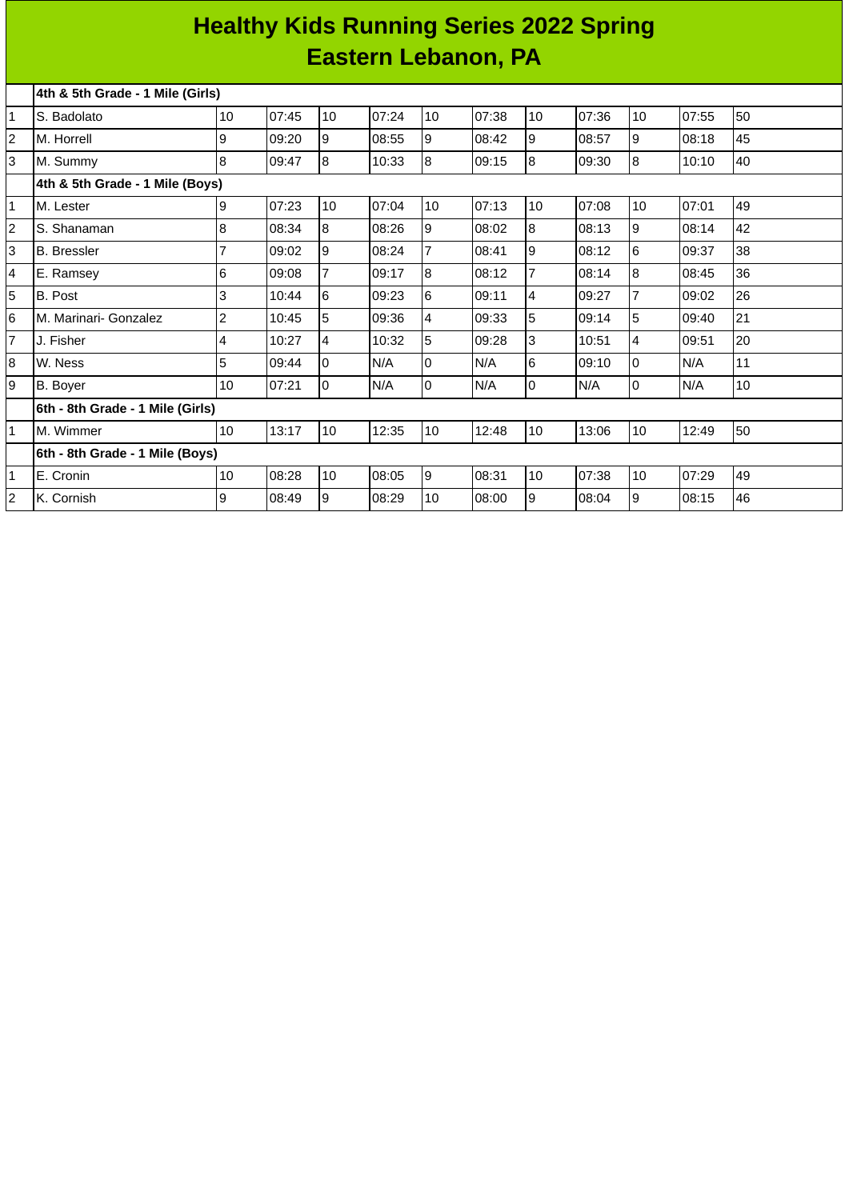# Healthy Kids Running Series 2022 Spring
## Eastern Lebanon, PA

| | | | | | | | | | | | | |
|---|---|---|---|---|---|---|---|---|---|---|---|---|
| | **4th & 5th Grade - 1 Mile (Girls)** | | | | | | | | | | | |
| 1 | S. Badolato | 10 | 07:45 | 10 | 07:24 | 10 | 07:38 | 10 | 07:36 | 10 | 07:55 | 50 |
| 2 | M. Horrell | 9 | 09:20 | 9 | 08:55 | 9 | 08:42 | 9 | 08:57 | 9 | 08:18 | 45 |
| 3 | M. Summy | 8 | 09:47 | 8 | 10:33 | 8 | 09:15 | 8 | 09:30 | 8 | 10:10 | 40 |
| | **4th & 5th Grade - 1 Mile (Boys)** | | | | | | | | | | | |
| 1 | M. Lester | 9 | 07:23 | 10 | 07:04 | 10 | 07:13 | 10 | 07:08 | 10 | 07:01 | 49 |
| 2 | S. Shanaman | 8 | 08:34 | 8 | 08:26 | 9 | 08:02 | 8 | 08:13 | 9 | 08:14 | 42 |
| 3 | B. Bressler | 7 | 09:02 | 9 | 08:24 | 7 | 08:41 | 9 | 08:12 | 6 | 09:37 | 38 |
| 4 | E. Ramsey | 6 | 09:08 | 7 | 09:17 | 8 | 08:12 | 7 | 08:14 | 8 | 08:45 | 36 |
| 5 | B. Post | 3 | 10:44 | 6 | 09:23 | 6 | 09:11 | 4 | 09:27 | 7 | 09:02 | 26 |
| 6 | M. Marinari- Gonzalez | 2 | 10:45 | 5 | 09:36 | 4 | 09:33 | 5 | 09:14 | 5 | 09:40 | 21 |
| 7 | J. Fisher | 4 | 10:27 | 4 | 10:32 | 5 | 09:28 | 3 | 10:51 | 4 | 09:51 | 20 |
| 8 | W. Ness | 5 | 09:44 | 0 | N/A | 0 | N/A | 6 | 09:10 | 0 | N/A | 11 |
| 9 | B. Boyer | 10 | 07:21 | 0 | N/A | 0 | N/A | 0 | N/A | 0 | N/A | 10 |
| | **6th - 8th Grade - 1 Mile (Girls)** | | | | | | | | | | | |
| 1 | M. Wimmer | 10 | 13:17 | 10 | 12:35 | 10 | 12:48 | 10 | 13:06 | 10 | 12:49 | 50 |
| | **6th - 8th Grade - 1 Mile (Boys)** | | | | | | | | | | | |
| 1 | E. Cronin | 10 | 08:28 | 10 | 08:05 | 9 | 08:31 | 10 | 07:38 | 10 | 07:29 | 49 |
| 2 | K. Cornish | 9 | 08:49 | 9 | 08:29 | 10 | 08:00 | 9 | 08:04 | 9 | 08:15 | 46 |